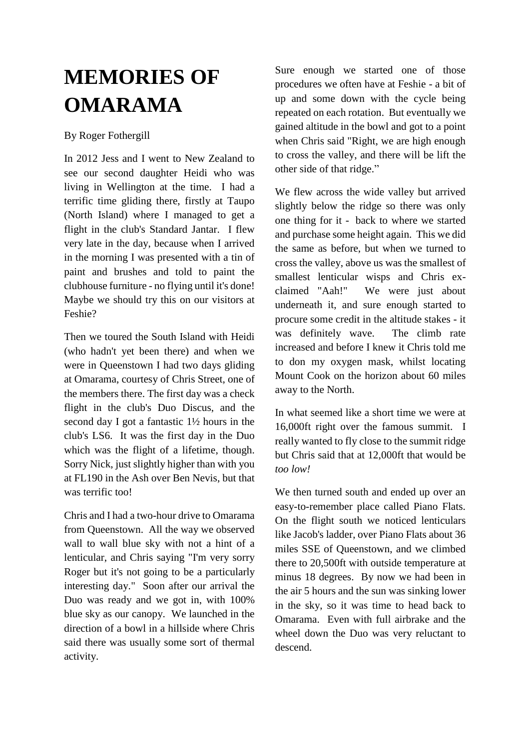# MEMORIES OF OMARAMA

By Roger Fothergill

In 2012 Jess and I went to New Zealand to see our second daughter Heidi who was living in Wellington at the time. I had a terrific time gliding there, firstly at Taupo (North Island) where I managed to get a flight in the club's Standard Jantar. I flew very late in the day, because when I arrived in the morning I was presented with a tin of paint and brushes and told to paint the clubhouse furniture - no flying until it's done! Maybe we should try this on our visitors at Feshie?

Then we toured the South Island with Heidi (who hadn't yet been there) and when we were in Queenstown I had two days gliding at Omarama, courtesy of Chris Street, one of the members there. The first day was a check flight in the club's Duo Discus, and the second day I got a fantastic 1½ hours in the club's LS6. It was the first day in the Duo which was the flight of a lifetime, though. Sorry Nick, just slightly higher than with you at FL190 in the Ash over Ben Nevis, but that was terrific too!

Chris and I had a two-hour drive to Omarama from Queenstown. All the way we observed wall to wall blue sky with not a hint of a lenticular, and Chris saying "I'm very sorry Roger but it's not going to be a particularly interesting day." Soon after our arrival the Duo was ready and we got in, with 100% blue sky as our canopy. We launched in the direction of a bowl in a hillside where Chris said there was usually some sort of thermal activity.

Sure enough we started one of those procedures we often have at Feshie - a bit of up and some down with the cycle being repeated on each rotation. But eventually we gained altitude in the bowl and got to a point when Chris said "Right, we are high enough to cross the valley, and there will be lift the other side of that ridge."

We flew across the wide valley but arrived slightly below the ridge so there was only one thing for it - back to where we started and purchase some height again. This we did the same as before, but when we turned to cross the valley, above us was the smallest of smallest lenticular wisps and Chris exclaimed "Aah!" We were just about underneath it, and sure enough started to procure some credit in the altitude stakes - it was definitely wave. The climb rate increased and before I knew it Chris told me to don my oxygen mask, whilst locating Mount Cook on the horizon about 60 miles away to the North.

In what seemed like a short time we were at 16,000ft right over the famous summit. I really wanted to fly close to the summit ridge but Chris said that at 12,000ft that would be *too low!*

We then turned south and ended up over an easy-to-remember place called Piano Flats. On the flight south we noticed lenticulars like Jacob's ladder, over Piano Flats about 36 miles SSE of Queenstown, and we climbed there to 20,500ft with outside temperature at minus 18 degrees. By now we had been in the air 5 hours and the sun was sinking lower in the sky, so it was time to head back to Omarama. Even with full airbrake and the wheel down the Duo was very reluctant to descend.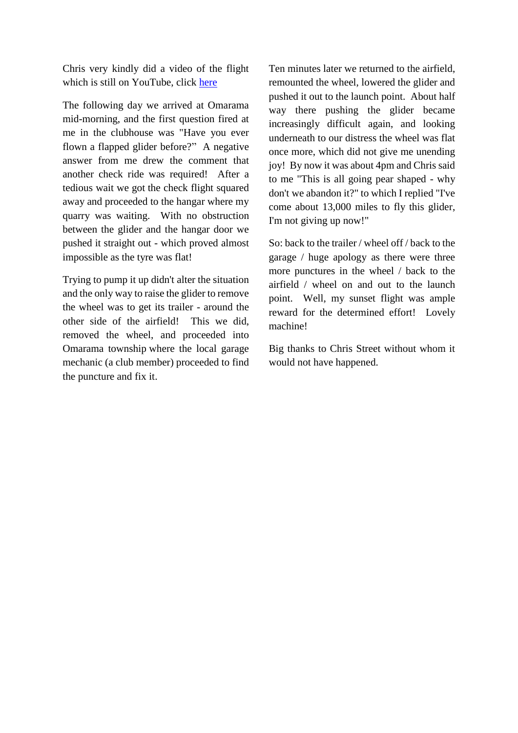Chris very kindly did a video of the flight which is still on YouTube, click here

The following day we arrived at Omarama mid-morning, and the first question fired at me in the clubhouse was "Have you ever flown a flapped glider before?" A negative answer from me drew the comment that another check ride was required! After a tedious wait we got the check flight squared away and proceeded to the hangar where my quarry was waiting. With no obstruction between the glider and the hangar door we pushed it straight out - which proved almost impossible as the tyre was flat!

Trying to pump it up didn't alter the situation and the only way to raise the glider to remove the wheel was to get its trailer - around the other side of the airfield! This we did, removed the wheel, and proceeded into Omarama township where the local garage mechanic (a club member) proceeded to find the puncture and fix it.

Ten minutes later we returned to the airfield, remounted the wheel, lowered the glider and pushed it out to the launch point. About half way there pushing the glider became increasingly difficult again, and looking underneath to our distress the wheel was flat once more, which did not give me unending joy! By now it was about 4pm and Chris said to me "This is all going pear shaped - why don't we abandon it?" to which I replied "I've come about 13,000 miles to fly this glider, I'm not giving up now!"

So: back to the trailer / wheel off / back to the garage / huge apology as there were three more punctures in the wheel / back to the airfield / wheel on and out to the launch point. Well, my sunset flight was ample reward for the determined effort! Lovely machine!

Big thanks to Chris Street without whom it would not have happened.